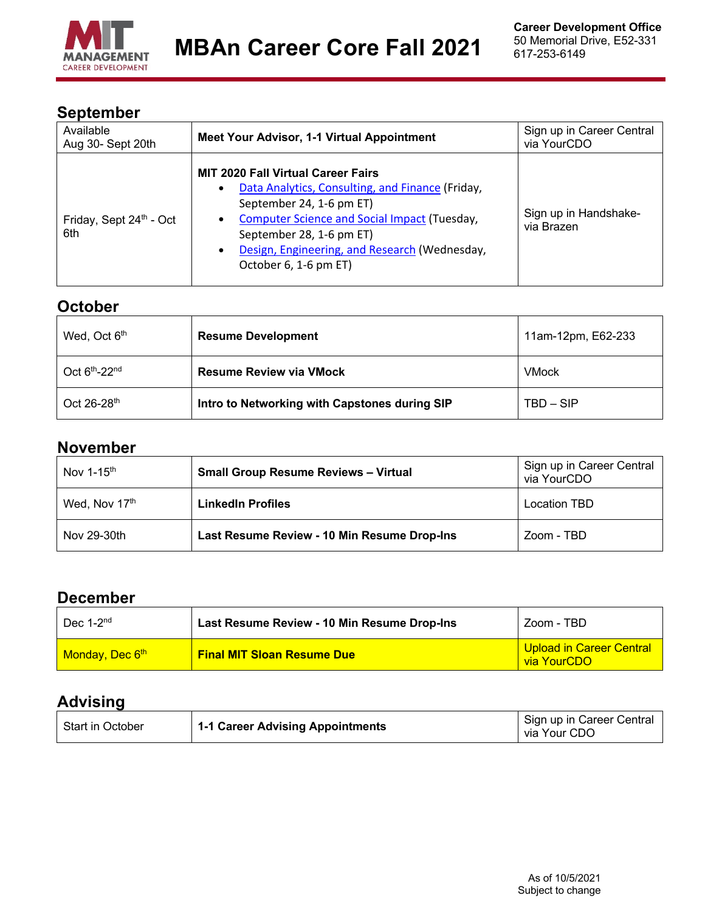# MBAn Career Core Fall 2021

**Career Development Office**
50 Memorial Drive, E52-331
617-253-6149

## September

| | | |
|---|---|---|
| Available Aug 30- Sept 20th | **Meet Your Advisor, 1-1 Virtual Appointment** | Sign up in Career Central via YourCDO |
| Friday, Sept 24th - Oct 6th | **MIT 2020 Fall Virtual Career Fairs** <br>• Data Analytics, Consulting, and Finance (Friday, September 24, 1-6 pm ET) <br>• Computer Science and Social Impact (Tuesday, September 28, 1-6 pm ET) <br>• Design, Engineering, and Research (Wednesday, October 6, 1-6 pm ET) | Sign up in Handshake- via Brazen |

## October

| | | |
|---|---|---|
| Wed, Oct 6th | **Resume Development** | 11am-12pm, E62-233 |
| Oct 6th-22nd | **Resume Review via VMock** | VMock |
| Oct 26-28th | **Intro to Networking with Capstones during SIP** | TBD – SIP |

## November

| | | |
|---|---|---|
| Nov 1-15th | **Small Group Resume Reviews – Virtual** | Sign up in Career Central via YourCDO |
| Wed, Nov 17th | **LinkedIn Profiles** | Location TBD |
| Nov 29-30th | **Last Resume Review - 10 Min Resume Drop-Ins** | Zoom - TBD |

## December

| | | |
|---|---|---|
| Dec 1-2nd | **Last Resume Review - 10 Min Resume Drop-Ins** | Zoom - TBD |
| Monday, Dec 6th | **Final MIT Sloan Resume Due** | Upload in Career Central via YourCDO |

## Advising

| | | |
|---|---|---|
| Start in October | **1-1 Career Advising Appointments** | Sign up in Career Central via Your CDO |

As of 10/5/2021
Subject to change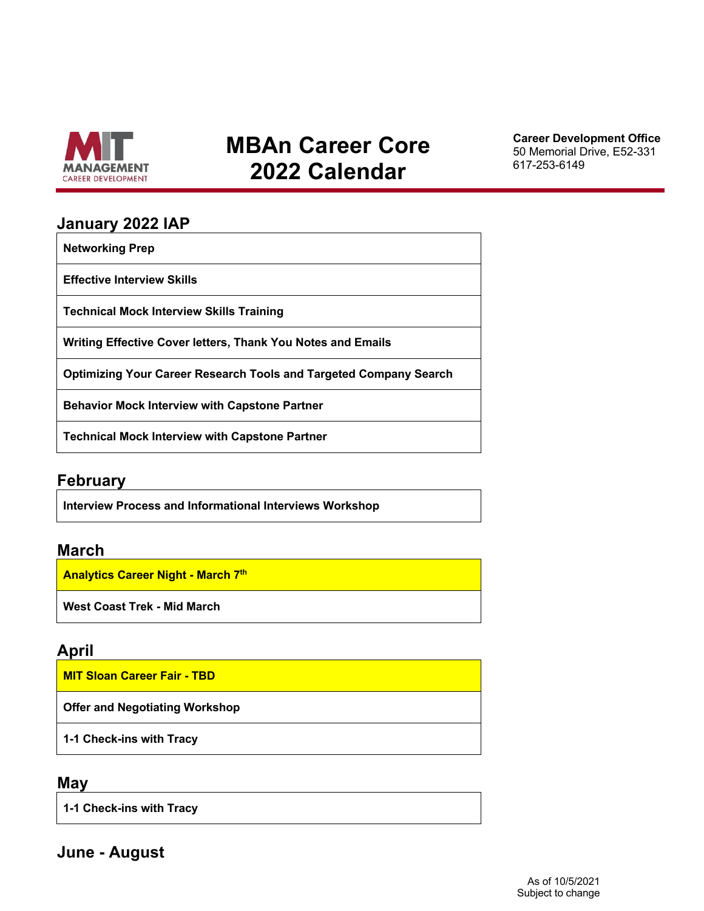MIT MANAGEMENT CAREER DEVELOPMENT

# MBAn Career Core 2022 Calendar

**Career Development Office**
50 Memorial Drive, E52-331
617-253-6149

## January 2022 IAP

| |
|---|
| **Networking Prep** |
| **Effective Interview Skills** |
| **Technical Mock Interview Skills Training** |
| **Writing Effective Cover letters, Thank You Notes and Emails** |
| **Optimizing Your Career Research Tools and Targeted Company Search** |
| **Behavior Mock Interview with Capstone Partner** |
| **Technical Mock Interview with Capstone Partner** |

## February

| |
|---|
| **Interview Process and Informational Interviews Workshop** |

## March

| |
|---|
| **Analytics Career Night - March 7th** |
| **West Coast Trek - Mid March** |

## April

| |
|---|
| **MIT Sloan Career Fair - TBD** |
| **Offer and Negotiating Workshop** |
| **1-1 Check-ins with Tracy** |

## May

| |
|---|
| **1-1 Check-ins with Tracy** |

## June - August

As of 10/5/2021
Subject to change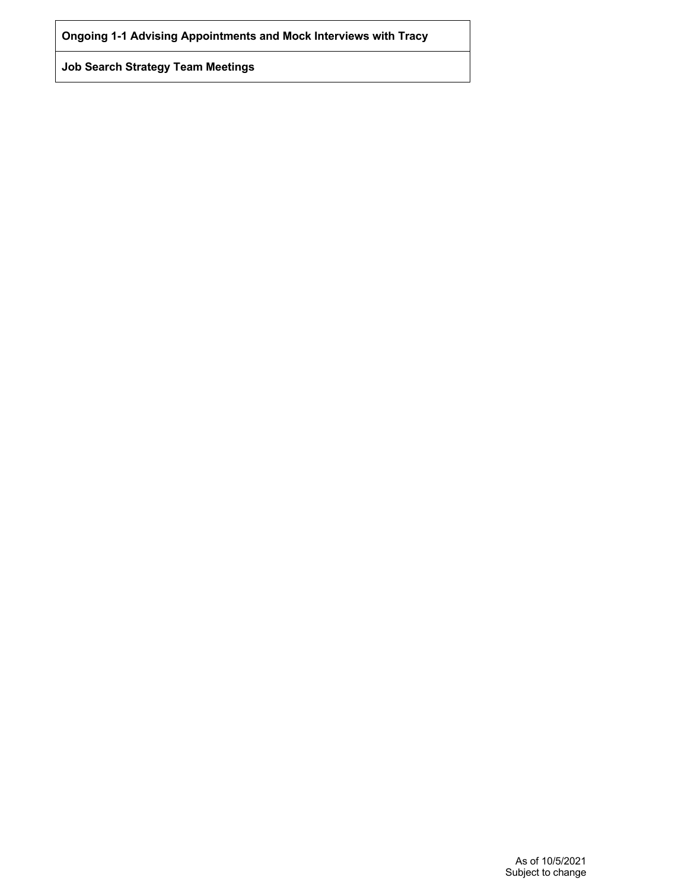| |
|---|
| **Ongoing 1-1 Advising Appointments and Mock Interviews with Tracy** |
| **Job Search Strategy Team Meetings** |

As of 10/5/2021
Subject to change